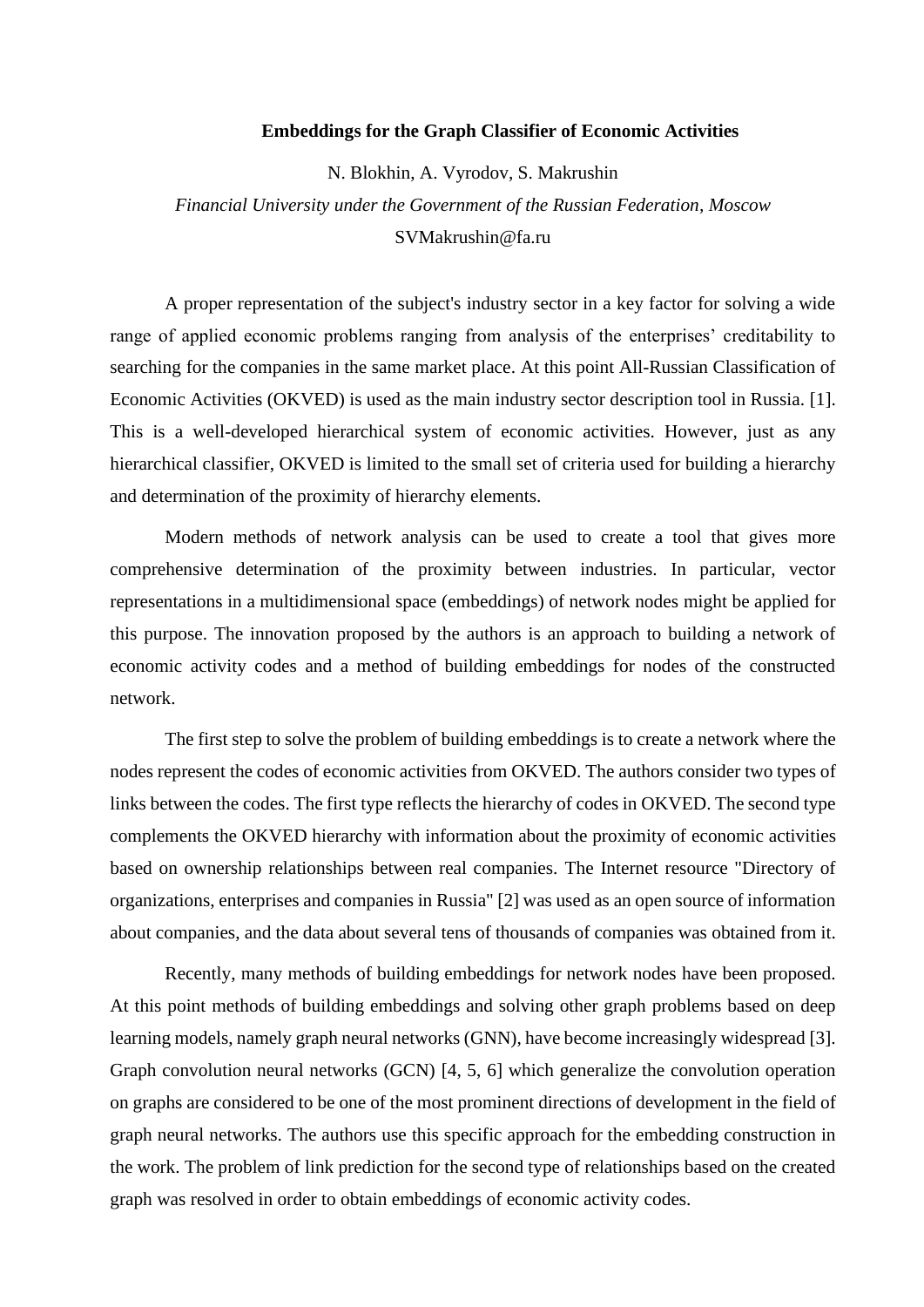# Embeddings for the Graph Classifier of Economic Activities

N. Blokhin, A. Vyrodov, S. Makrushin

*Financial University under the Government of the Russian Federation, Moscow*

SVMakrushin@fa.ru

A proper representation of the subject's industry sector in a key factor for solving a wide range of applied economic problems ranging from analysis of the enterprises' creditability to searching for the companies in the same market place. At this point All-Russian Classification of Economic Activities (OKVED) is used as the main industry sector description tool in Russia. [1]. This is a well-developed hierarchical system of economic activities. However, just as any hierarchical classifier, OKVED is limited to the small set of criteria used for building a hierarchy and determination of the proximity of hierarchy elements.

Modern methods of network analysis can be used to create a tool that gives more comprehensive determination of the proximity between industries. In particular, vector representations in a multidimensional space (embeddings) of network nodes might be applied for this purpose. The innovation proposed by the authors is an approach to building a network of economic activity codes and a method of building embeddings for nodes of the constructed network.

The first step to solve the problem of building embeddings is to create a network where the nodes represent the codes of economic activities from OKVED. The authors consider two types of links between the codes. The first type reflects the hierarchy of codes in OKVED. The second type complements the OKVED hierarchy with information about the proximity of economic activities based on ownership relationships between real companies. The Internet resource "Directory of organizations, enterprises and companies in Russia" [2] was used as an open source of information about companies, and the data about several tens of thousands of companies was obtained from it.

Recently, many methods of building embeddings for network nodes have been proposed. At this point methods of building embeddings and solving other graph problems based on deep learning models, namely graph neural networks (GNN), have become increasingly widespread [3]. Graph convolution neural networks (GCN) [4, 5, 6] which generalize the convolution operation on graphs are considered to be one of the most prominent directions of development in the field of graph neural networks. The authors use this specific approach for the embedding construction in the work. The problem of link prediction for the second type of relationships based on the created graph was resolved in order to obtain embeddings of economic activity codes.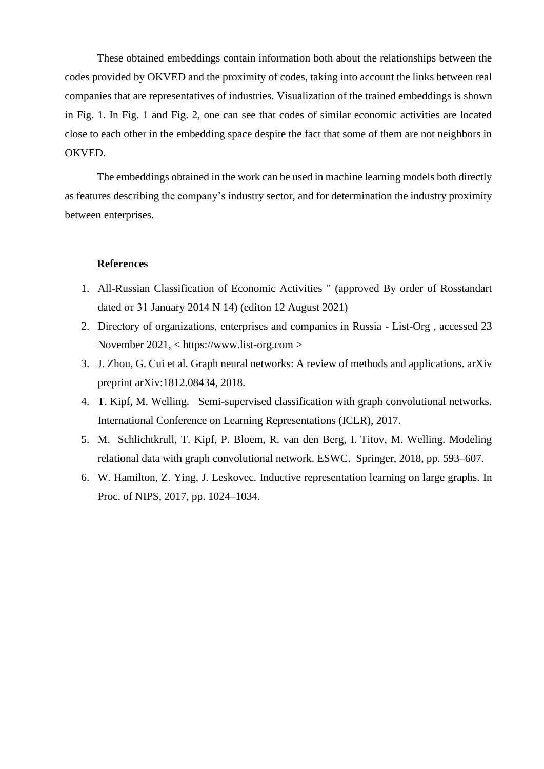These obtained embeddings contain information both about the relationships between the codes provided by OKVED and the proximity of codes, taking into account the links between real companies that are representatives of industries. Visualization of the trained embeddings is shown in Fig. 1. In Fig. 1 and Fig. 2, one can see that codes of similar economic activities are located close to each other in the embedding space despite the fact that some of them are not neighbors in OKVED.

The embeddings obtained in the work can be used in machine learning models both directly as features describing the company's industry sector, and for determination the industry proximity between enterprises.

**References**

1. All-Russian Classification of Economic Activities " (approved By order of Rosstandart dated от 31 January 2014 N 14) (editon 12 August 2021)
2. Directory of organizations, enterprises and companies in Russia - List-Org , accessed 23 November 2021, < https://www.list-org.com >
3. J. Zhou, G. Cui et al. Graph neural networks: A review of methods and applications. arXiv preprint arXiv:1812.08434, 2018.
4. T. Kipf, M. Welling. Semi-supervised classification with graph convolutional networks. International Conference on Learning Representations (ICLR), 2017.
5. M. Schlichtkrull, T. Kipf, P. Bloem, R. van den Berg, I. Titov, M. Welling. Modeling relational data with graph convolutional network. ESWC. Springer, 2018, pp. 593–607.
6. W. Hamilton, Z. Ying, J. Leskovec. Inductive representation learning on large graphs. In Proc. of NIPS, 2017, pp. 1024–1034.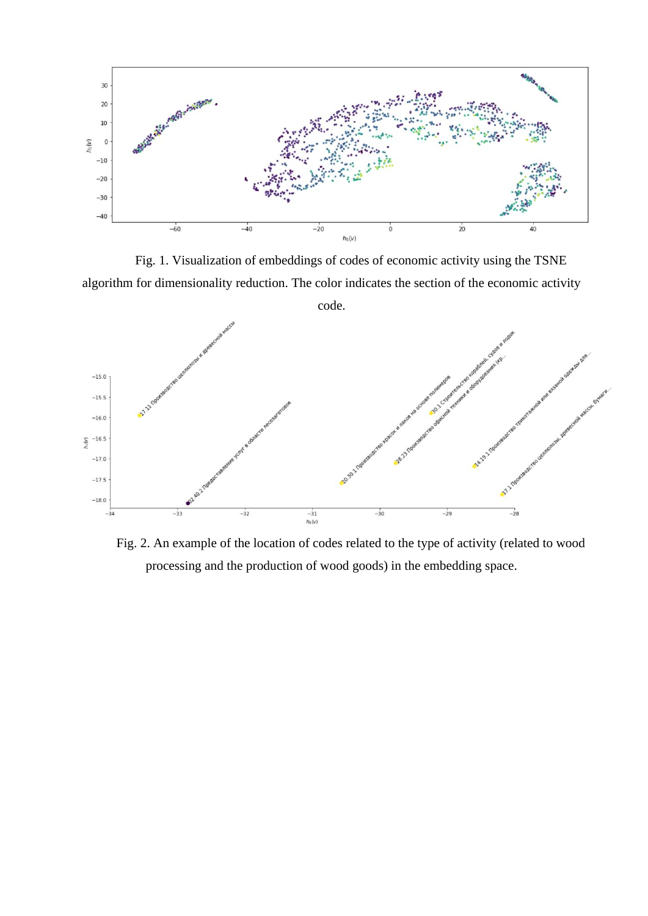30
20
10
0
-10
-20
-30
-40

$h_1(v)$

-60
-40
-20
0
20
40

$h_0(v)$

Fig. 1. Visualization of embeddings of codes of economic activity using the TSNE algorithm for dimensionality reduction. The color indicates the section of the economic activity code.

-15.0
-15.5
-16.0
-16.5
-17.0
-17.5
-18.0

$h_1(v)$

17.11 Производство целлюлозы и древесной массы

02.40.2 Предоставление услуг в области лесозаготовок

20.30.1 Производство красок и лаков на основе полимеров

28.23 Производство офисной техники и оборудования (кр...

30.1 Строительство кораблей, судов и лодок

14.19.1 Производство трикотажной или вязаной одежды для...

17.1 Производство целлюлозы, древесной массы, бумаги...

-34
-33
-32
-31
-30
-29
-28

$h_0(v)$

Fig. 2. An example of the location of codes related to the type of activity (related to wood processing and the production of wood goods) in the embedding space.